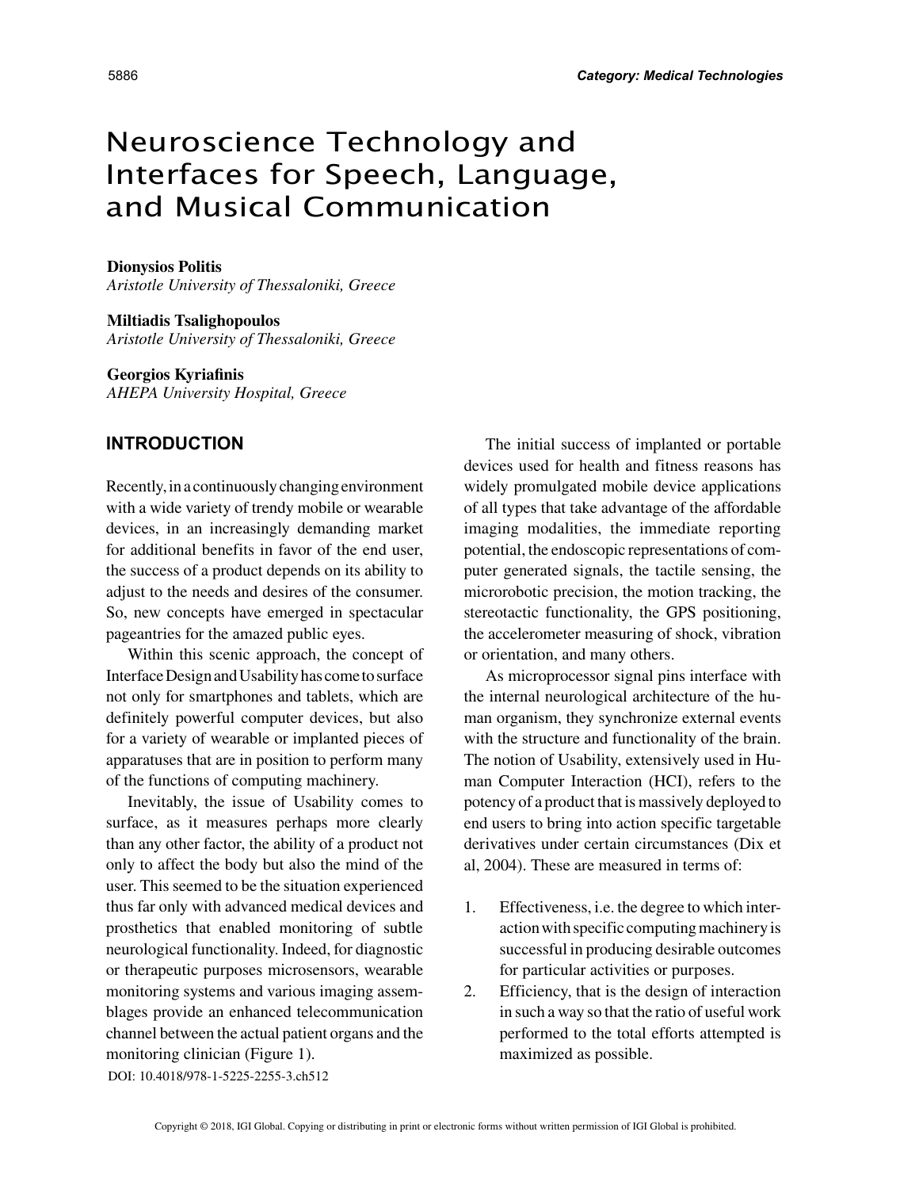# Neuroscience Technology and Interfaces for Speech, Language, and Musical Communication

**Dionysios Politis**
*Aristotle University of Thessaloniki, Greece*

**Miltiadis Tsalighopoulos**
*Aristotle University of Thessaloniki, Greece*

**Georgios Kyriafinis**
*AHEPA University Hospital, Greece*

## INTRODUCTION

Recently, in a continuously changing environment with a wide variety of trendy mobile or wearable devices, in an increasingly demanding market for additional benefits in favor of the end user, the success of a product depends on its ability to adjust to the needs and desires of the consumer. So, new concepts have emerged in spectacular pageantries for the amazed public eyes.

Within this scenic approach, the concept of Interface Design and Usability has come to surface not only for smartphones and tablets, which are definitely powerful computer devices, but also for a variety of wearable or implanted pieces of apparatuses that are in position to perform many of the functions of computing machinery.

Inevitably, the issue of Usability comes to surface, as it measures perhaps more clearly than any other factor, the ability of a product not only to affect the body but also the mind of the user. This seemed to be the situation experienced thus far only with advanced medical devices and prosthetics that enabled monitoring of subtle neurological functionality. Indeed, for diagnostic or therapeutic purposes microsensors, wearable monitoring systems and various imaging assemblages provide an enhanced telecommunication channel between the actual patient organs and the monitoring clinician (Figure 1).

DOI: 10.4018/978-1-5225-2255-3.ch512

The initial success of implanted or portable devices used for health and fitness reasons has widely promulgated mobile device applications of all types that take advantage of the affordable imaging modalities, the immediate reporting potential, the endoscopic representations of computer generated signals, the tactile sensing, the microrobotic precision, the motion tracking, the stereotactic functionality, the GPS positioning, the accelerometer measuring of shock, vibration or orientation, and many others.

As microprocessor signal pins interface with the internal neurological architecture of the human organism, they synchronize external events with the structure and functionality of the brain. The notion of Usability, extensively used in Human Computer Interaction (HCI), refers to the potency of a product that is massively deployed to end users to bring into action specific targetable derivatives under certain circumstances (Dix et al, 2004). These are measured in terms of:

1. Effectiveness, i.e. the degree to which interaction with specific computing machinery is successful in producing desirable outcomes for particular activities or purposes.
2. Efficiency, that is the design of interaction in such a way so that the ratio of useful work performed to the total efforts attempted is maximized as possible.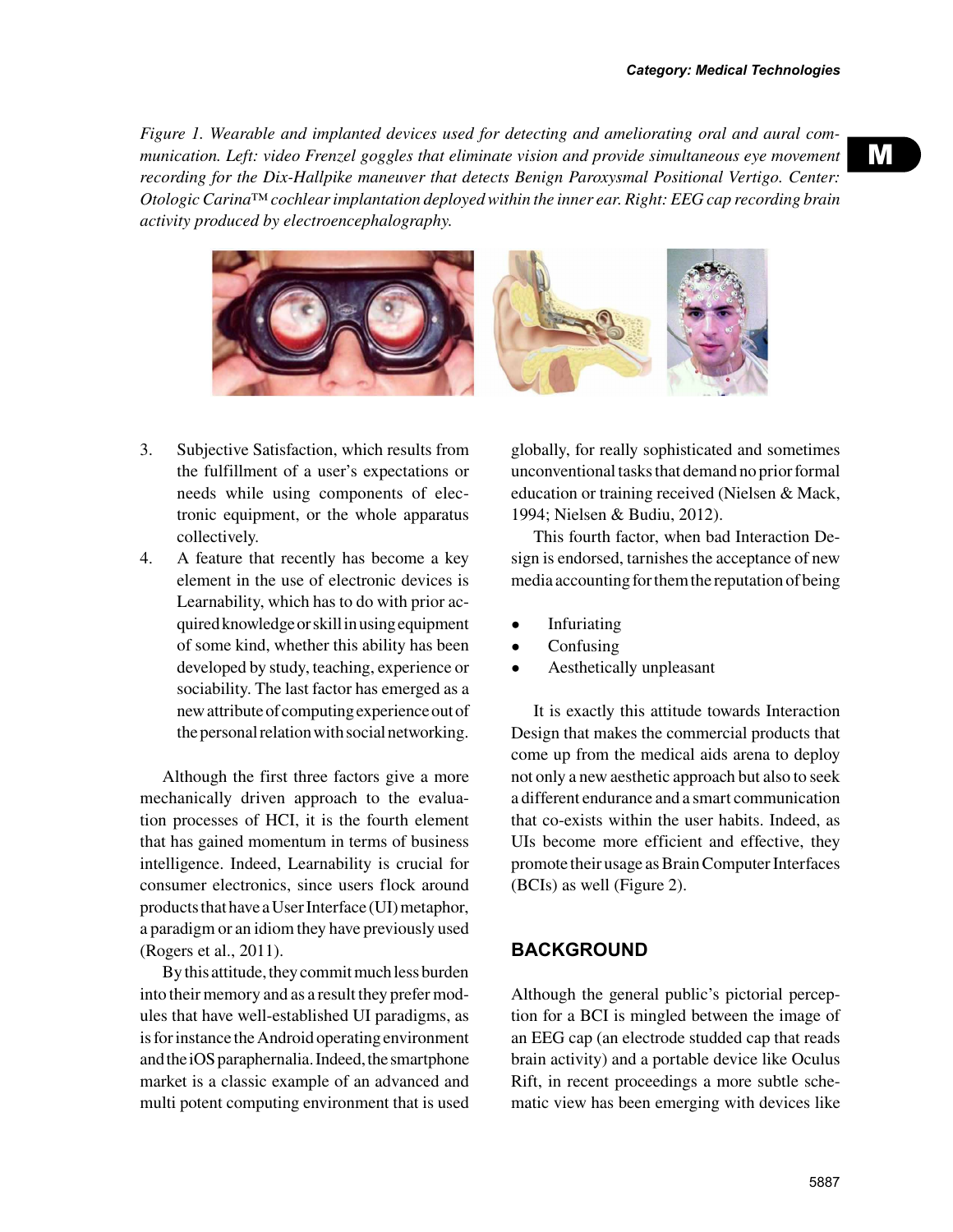*Figure 1. Wearable and implanted devices used for detecting and ameliorating oral and aural communication. Left: video Frenzel goggles that eliminate vision and provide simultaneous eye movement recording for the Dix-Hallpike maneuver that detects Benign Paroxysmal Positional Vertigo. Center: Otologic Carina™ cochlear implantation deployed within the inner ear. Right: EEG cap recording brain activity produced by electroencephalography.*

3. Subjective Satisfaction, which results from the fulfillment of a user's expectations or needs while using components of electronic equipment, or the whole apparatus collectively.
4. A feature that recently has become a key element in the use of electronic devices is Learnability, which has to do with prior acquired knowledge or skill in using equipment of some kind, whether this ability has been developed by study, teaching, experience or sociability. The last factor has emerged as a new attribute of computing experience out of the personal relation with social networking.

Although the first three factors give a more mechanically driven approach to the evaluation processes of HCI, it is the fourth element that has gained momentum in terms of business intelligence. Indeed, Learnability is crucial for consumer electronics, since users flock around products that have a User Interface (UI) metaphor, a paradigm or an idiom they have previously used (Rogers et al., 2011).

By this attitude, they commit much less burden into their memory and as a result they prefer modules that have well-established UI paradigms, as is for instance the Android operating environment and the iOS paraphernalia. Indeed, the smartphone market is a classic example of an advanced and multi potent computing environment that is used globally, for really sophisticated and sometimes unconventional tasks that demand no prior formal education or training received (Nielsen & Mack, 1994; Nielsen & Budiu, 2012).

This fourth factor, when bad Interaction Design is endorsed, tarnishes the acceptance of new media accounting for them the reputation of being

- Infuriating
- Confusing
- Aesthetically unpleasant

It is exactly this attitude towards Interaction Design that makes the commercial products that come up from the medical aids arena to deploy not only a new aesthetic approach but also to seek a different endurance and a smart communication that co-exists within the user habits. Indeed, as UIs become more efficient and effective, they promote their usage as Brain Computer Interfaces (BCIs) as well (Figure 2).

## BACKGROUND

Although the general public's pictorial perception for a BCI is mingled between the image of an EEG cap (an electrode studded cap that reads brain activity) and a portable device like Oculus Rift, in recent proceedings a more subtle schematic view has been emerging with devices like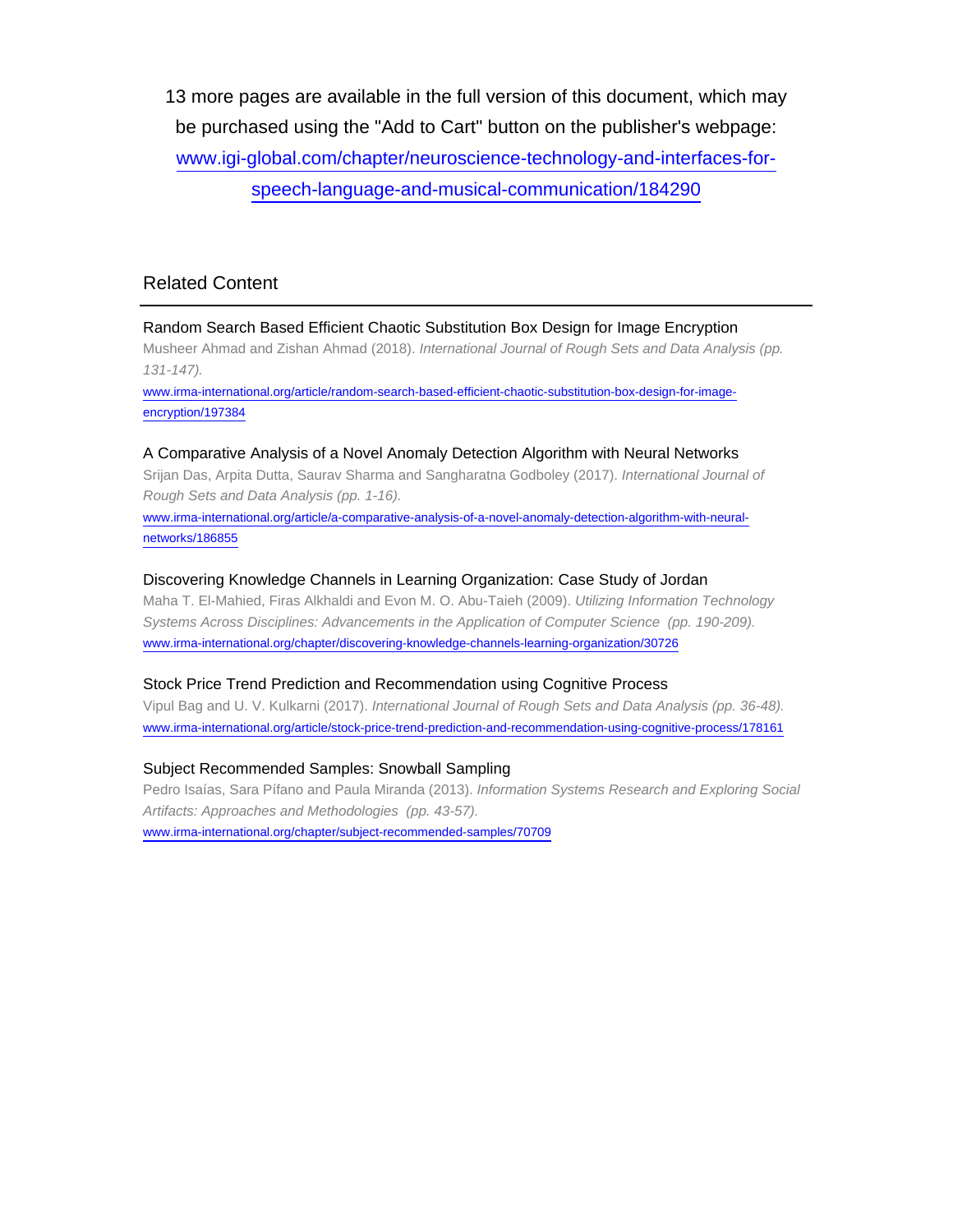13 more pages are available in the full version of this document, which may be purchased using the "Add to Cart" button on the publisher's webpage: [www.igi-global.com/chapter/neuroscience-technology-and-interfaces-for-speech-language-and-musical-communication/184290](www.igi-global.com/chapter/neuroscience-technology-and-interfaces-for-speech-language-and-musical-communication/184290)

## Related Content

Random Search Based Efficient Chaotic Substitution Box Design for Image Encryption
Musheer Ahmad and Zishan Ahmad (2018). *International Journal of Rough Sets and Data Analysis (pp. 131-147).*
[www.irma-international.org/article/random-search-based-efficient-chaotic-substitution-box-design-for-image-encryption/197384](www.irma-international.org/article/random-search-based-efficient-chaotic-substitution-box-design-for-image-encryption/197384)

A Comparative Analysis of a Novel Anomaly Detection Algorithm with Neural Networks
Srijan Das, Arpita Dutta, Saurav Sharma and Sangharatna Godboley (2017). *International Journal of Rough Sets and Data Analysis (pp. 1-16).*
[www.irma-international.org/article/a-comparative-analysis-of-a-novel-anomaly-detection-algorithm-with-neural-networks/186855](www.irma-international.org/article/a-comparative-analysis-of-a-novel-anomaly-detection-algorithm-with-neural-networks/186855)

Discovering Knowledge Channels in Learning Organization: Case Study of Jordan
Maha T. El-Mahied, Firas Alkhaldi and Evon M. O. Abu-Taieh (2009). *Utilizing Information Technology Systems Across Disciplines: Advancements in the Application of Computer Science (pp. 190-209).*
[www.irma-international.org/chapter/discovering-knowledge-channels-learning-organization/30726](www.irma-international.org/chapter/discovering-knowledge-channels-learning-organization/30726)

Stock Price Trend Prediction and Recommendation using Cognitive Process
Vipul Bag and U. V. Kulkarni (2017). *International Journal of Rough Sets and Data Analysis (pp. 36-48).*
[www.irma-international.org/article/stock-price-trend-prediction-and-recommendation-using-cognitive-process/178161](www.irma-international.org/article/stock-price-trend-prediction-and-recommendation-using-cognitive-process/178161)

Subject Recommended Samples: Snowball Sampling
Pedro Isaías, Sara Pífano and Paula Miranda (2013). *Information Systems Research and Exploring Social Artifacts: Approaches and Methodologies (pp. 43-57).*
[www.irma-international.org/chapter/subject-recommended-samples/70709](www.irma-international.org/chapter/subject-recommended-samples/70709)